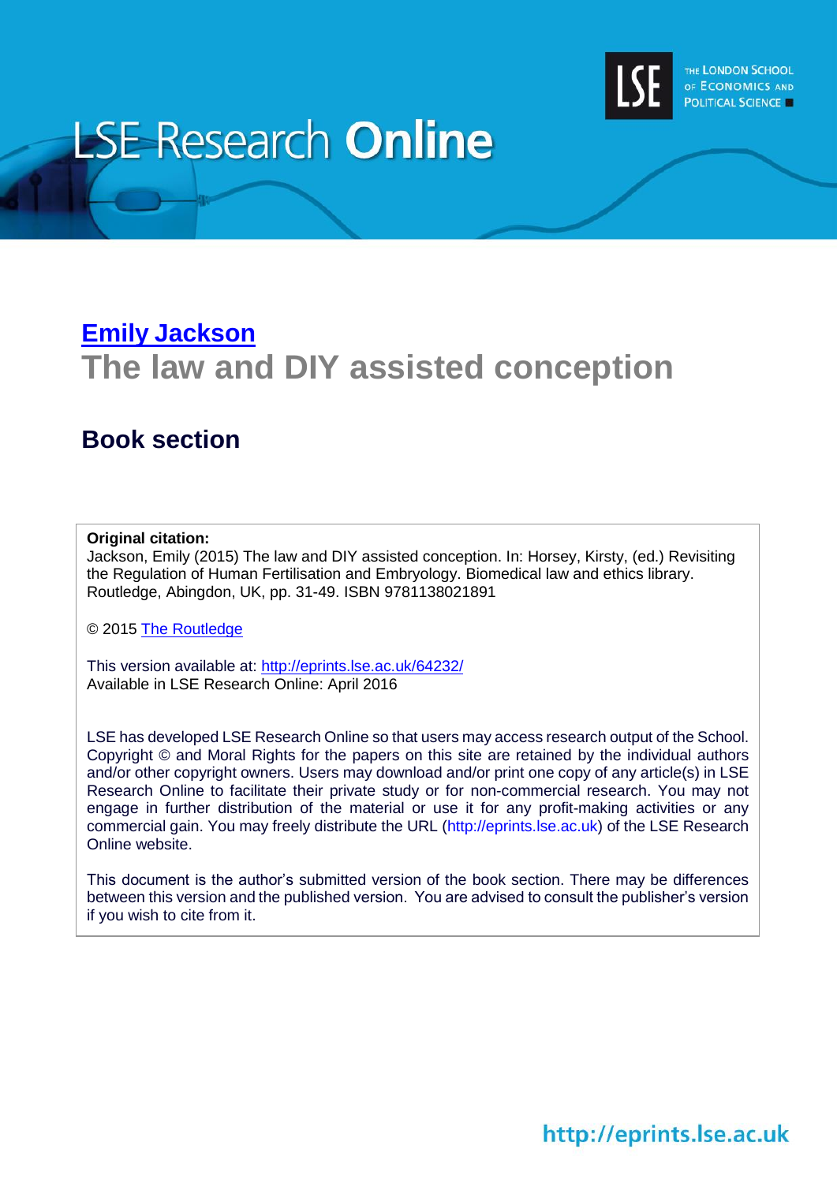# LSE Research Online

THE LONDON SCHOOL OF ECONOMICS AND POLITICAL SCIENCE

## [Emily Jackson](http://eprints.lse.ac.uk)

# The law and DIY assisted conception

## Book section

**Original citation:**
Jackson, Emily (2015) The law and DIY assisted conception. In: Horsey, Kirsty, (ed.) Revisiting the Regulation of Human Fertilisation and Embryology. Biomedical law and ethics library. Routledge, Abingdon, UK, pp. 31-49. ISBN 9781138021891

© 2015 The Routledge

This version available at: http://eprints.lse.ac.uk/64232/
Available in LSE Research Online: April 2016

LSE has developed LSE Research Online so that users may access research output of the School. Copyright © and Moral Rights for the papers on this site are retained by the individual authors and/or other copyright owners. Users may download and/or print one copy of any article(s) in LSE Research Online to facilitate their private study or for non-commercial research. You may not engage in further distribution of the material or use it for any profit-making activities or any commercial gain. You may freely distribute the URL (http://eprints.lse.ac.uk) of the LSE Research Online website.

This document is the author's submitted version of the book section. There may be differences between this version and the published version. You are advised to consult the publisher's version if you wish to cite from it.

http://eprints.lse.ac.uk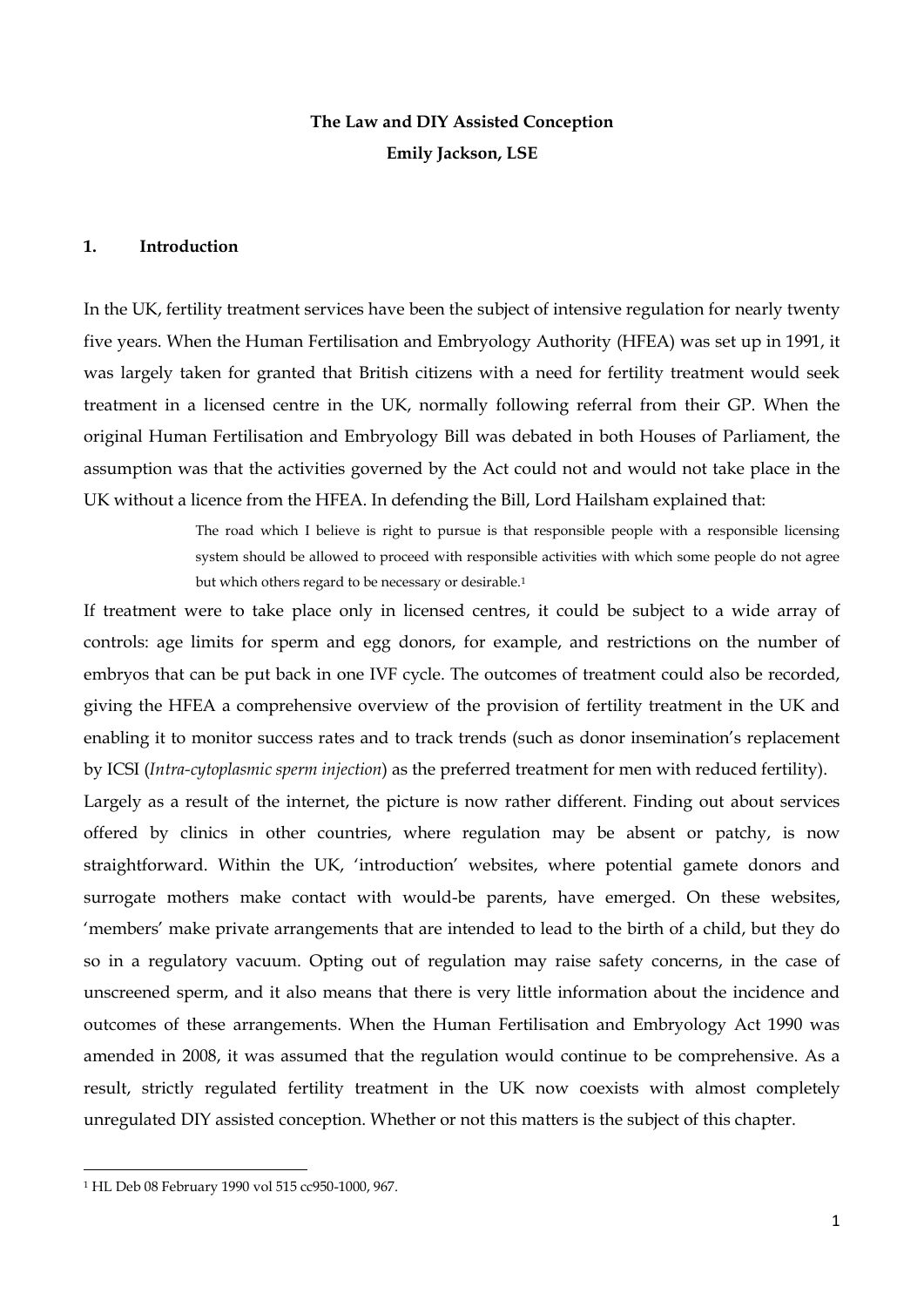**The Law and DIY Assisted Conception**

**Emily Jackson, LSE**

## 1. Introduction

In the UK, fertility treatment services have been the subject of intensive regulation for nearly twenty five years. When the Human Fertilisation and Embryology Authority (HFEA) was set up in 1991, it was largely taken for granted that British citizens with a need for fertility treatment would seek treatment in a licensed centre in the UK, normally following referral from their GP. When the original Human Fertilisation and Embryology Bill was debated in both Houses of Parliament, the assumption was that the activities governed by the Act could not and would not take place in the UK without a licence from the HFEA. In defending the Bill, Lord Hailsham explained that:

> The road which I believe is right to pursue is that responsible people with a responsible licensing system should be allowed to proceed with responsible activities with which some people do not agree but which others regard to be necessary or desirable.[1]

If treatment were to take place only in licensed centres, it could be subject to a wide array of controls: age limits for sperm and egg donors, for example, and restrictions on the number of embryos that can be put back in one IVF cycle. The outcomes of treatment could also be recorded, giving the HFEA a comprehensive overview of the provision of fertility treatment in the UK and enabling it to monitor success rates and to track trends (such as donor insemination's replacement by ICSI (*Intra-cytoplasmic sperm injection*) as the preferred treatment for men with reduced fertility).

Largely as a result of the internet, the picture is now rather different. Finding out about services offered by clinics in other countries, where regulation may be absent or patchy, is now straightforward. Within the UK, 'introduction' websites, where potential gamete donors and surrogate mothers make contact with would-be parents, have emerged. On these websites, 'members' make private arrangements that are intended to lead to the birth of a child, but they do so in a regulatory vacuum. Opting out of regulation may raise safety concerns, in the case of unscreened sperm, and it also means that there is very little information about the incidence and outcomes of these arrangements. When the Human Fertilisation and Embryology Act 1990 was amended in 2008, it was assumed that the regulation would continue to be comprehensive. As a result, strictly regulated fertility treatment in the UK now coexists with almost completely unregulated DIY assisted conception. Whether or not this matters is the subject of this chapter.

[1] HL Deb 08 February 1990 vol 515 cc950-1000, 967.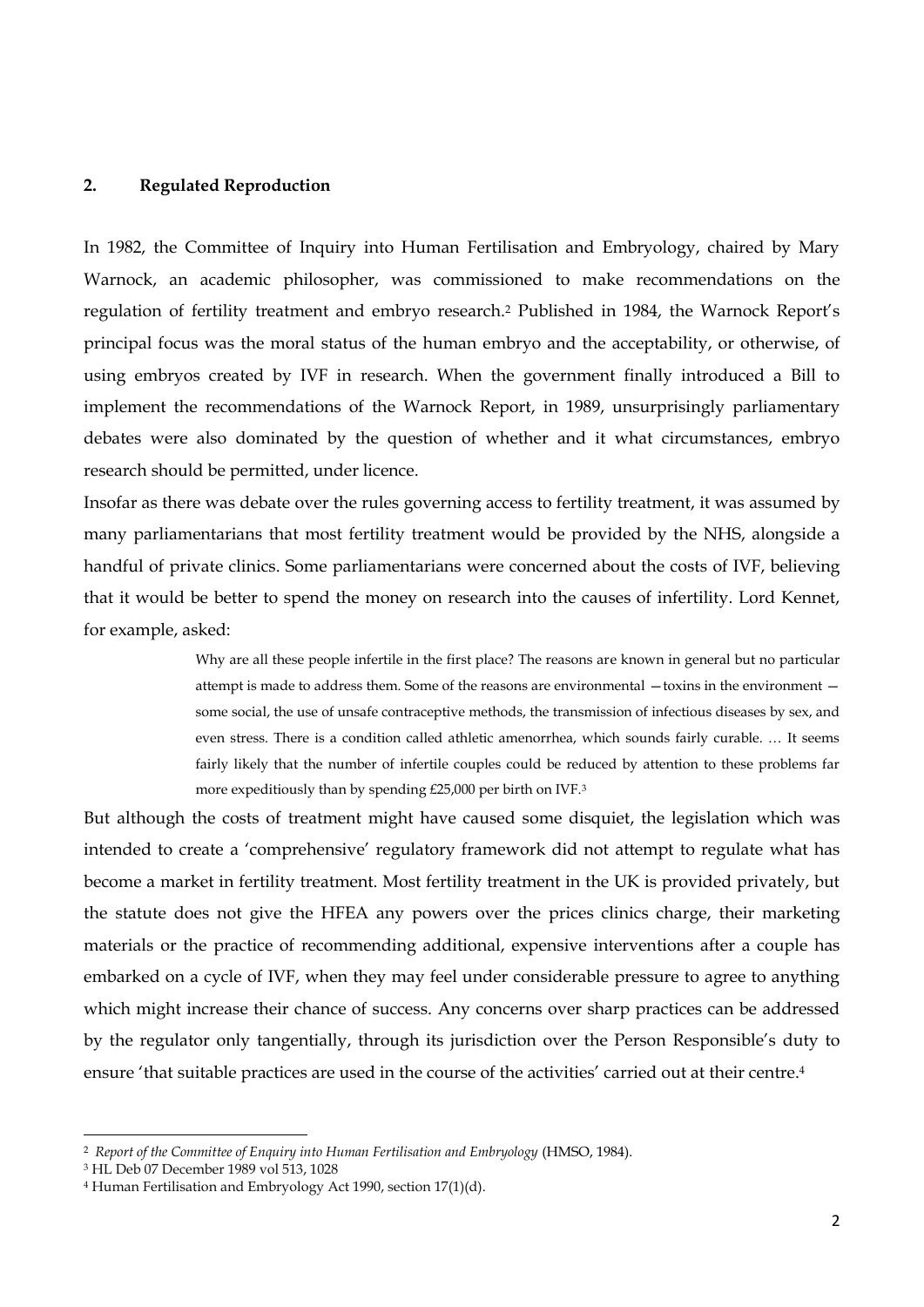## 2. Regulated Reproduction

In 1982, the Committee of Inquiry into Human Fertilisation and Embryology, chaired by Mary Warnock, an academic philosopher, was commissioned to make recommendations on the regulation of fertility treatment and embryo research.[2] Published in 1984, the Warnock Report's principal focus was the moral status of the human embryo and the acceptability, or otherwise, of using embryos created by IVF in research. When the government finally introduced a Bill to implement the recommendations of the Warnock Report, in 1989, unsurprisingly parliamentary debates were also dominated by the question of whether and it what circumstances, embryo research should be permitted, under licence.

Insofar as there was debate over the rules governing access to fertility treatment, it was assumed by many parliamentarians that most fertility treatment would be provided by the NHS, alongside a handful of private clinics. Some parliamentarians were concerned about the costs of IVF, believing that it would be better to spend the money on research into the causes of infertility. Lord Kennet, for example, asked:

> Why are all these people infertile in the first place? The reasons are known in general but no particular attempt is made to address them. Some of the reasons are environmental —toxins in the environment — some social, the use of unsafe contraceptive methods, the transmission of infectious diseases by sex, and even stress. There is a condition called athletic amenorrhea, which sounds fairly curable. … It seems fairly likely that the number of infertile couples could be reduced by attention to these problems far more expeditiously than by spending £25,000 per birth on IVF.[3]

But although the costs of treatment might have caused some disquiet, the legislation which was intended to create a 'comprehensive' regulatory framework did not attempt to regulate what has become a market in fertility treatment. Most fertility treatment in the UK is provided privately, but the statute does not give the HFEA any powers over the prices clinics charge, their marketing materials or the practice of recommending additional, expensive interventions after a couple has embarked on a cycle of IVF, when they may feel under considerable pressure to agree to anything which might increase their chance of success. Any concerns over sharp practices can be addressed by the regulator only tangentially, through its jurisdiction over the Person Responsible's duty to ensure 'that suitable practices are used in the course of the activities' carried out at their centre.[4]

---

[2] *Report of the Committee of Enquiry into Human Fertilisation and Embryology* (HMSO, 1984).

[3] HL Deb 07 December 1989 vol 513, 1028

[4] Human Fertilisation and Embryology Act 1990, section 17(1)(d).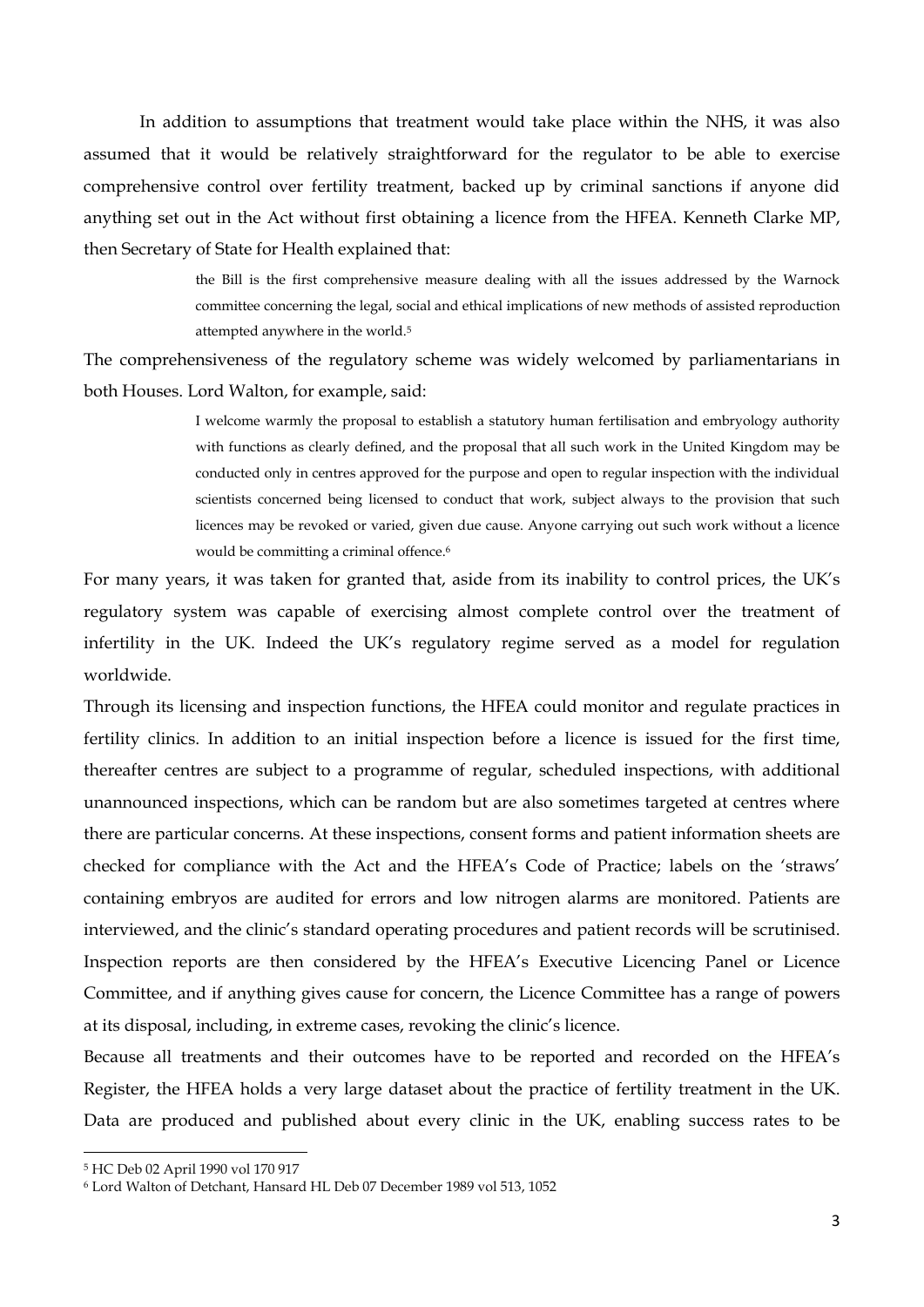In addition to assumptions that treatment would take place within the NHS, it was also assumed that it would be relatively straightforward for the regulator to be able to exercise comprehensive control over fertility treatment, backed up by criminal sanctions if anyone did anything set out in the Act without first obtaining a licence from the HFEA. Kenneth Clarke MP, then Secretary of State for Health explained that:

> the Bill is the first comprehensive measure dealing with all the issues addressed by the Warnock committee concerning the legal, social and ethical implications of new methods of assisted reproduction attempted anywhere in the world.[5]

The comprehensiveness of the regulatory scheme was widely welcomed by parliamentarians in both Houses. Lord Walton, for example, said:

> I welcome warmly the proposal to establish a statutory human fertilisation and embryology authority with functions as clearly defined, and the proposal that all such work in the United Kingdom may be conducted only in centres approved for the purpose and open to regular inspection with the individual scientists concerned being licensed to conduct that work, subject always to the provision that such licences may be revoked or varied, given due cause. Anyone carrying out such work without a licence would be committing a criminal offence.[6]

For many years, it was taken for granted that, aside from its inability to control prices, the UK's regulatory system was capable of exercising almost complete control over the treatment of infertility in the UK. Indeed the UK's regulatory regime served as a model for regulation worldwide.

Through its licensing and inspection functions, the HFEA could monitor and regulate practices in fertility clinics. In addition to an initial inspection before a licence is issued for the first time, thereafter centres are subject to a programme of regular, scheduled inspections, with additional unannounced inspections, which can be random but are also sometimes targeted at centres where there are particular concerns. At these inspections, consent forms and patient information sheets are checked for compliance with the Act and the HFEA's Code of Practice; labels on the 'straws' containing embryos are audited for errors and low nitrogen alarms are monitored. Patients are interviewed, and the clinic's standard operating procedures and patient records will be scrutinised. Inspection reports are then considered by the HFEA's Executive Licencing Panel or Licence Committee, and if anything gives cause for concern, the Licence Committee has a range of powers at its disposal, including, in extreme cases, revoking the clinic's licence.

Because all treatments and their outcomes have to be reported and recorded on the HFEA's Register, the HFEA holds a very large dataset about the practice of fertility treatment in the UK. Data are produced and published about every clinic in the UK, enabling success rates to be

---

[5] HC Deb 02 April 1990 vol 170 917

[6] Lord Walton of Detchant, Hansard HL Deb 07 December 1989 vol 513, 1052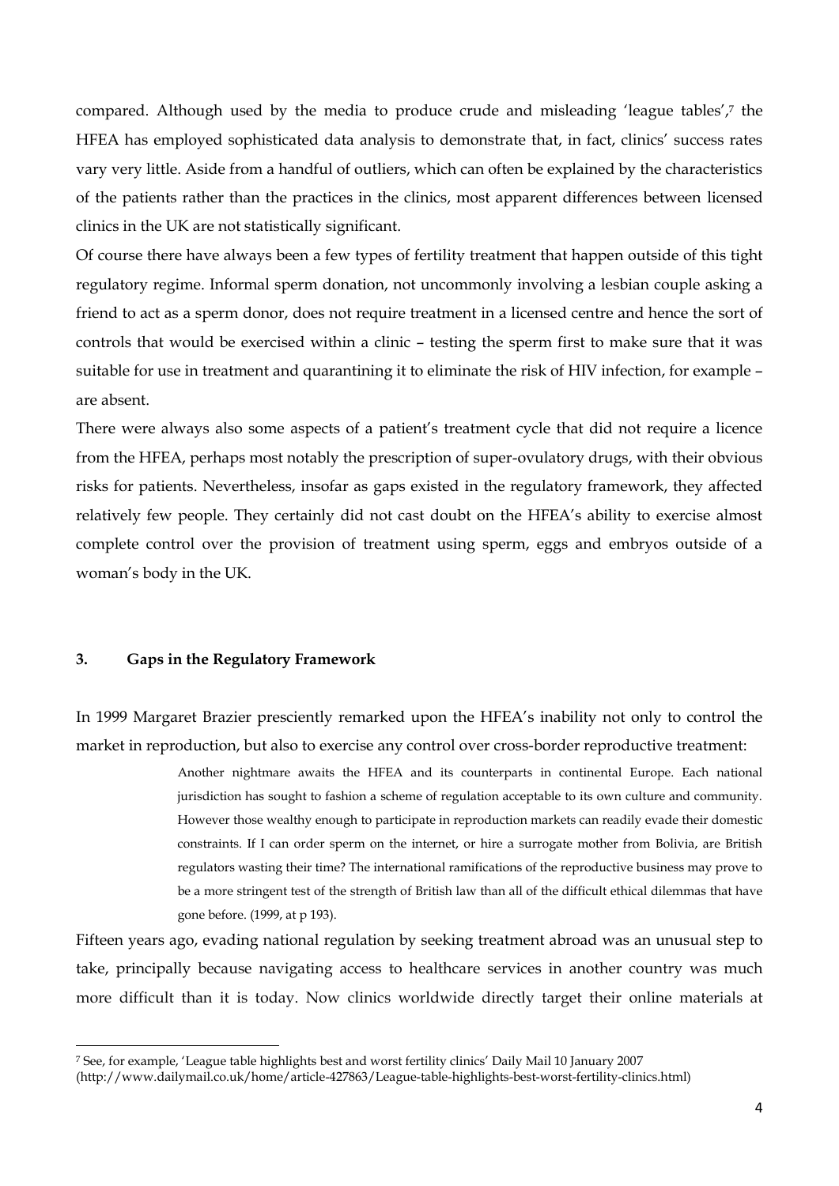compared. Although used by the media to produce crude and misleading 'league tables',[7] the HFEA has employed sophisticated data analysis to demonstrate that, in fact, clinics' success rates vary very little. Aside from a handful of outliers, which can often be explained by the characteristics of the patients rather than the practices in the clinics, most apparent differences between licensed clinics in the UK are not statistically significant.

Of course there have always been a few types of fertility treatment that happen outside of this tight regulatory regime. Informal sperm donation, not uncommonly involving a lesbian couple asking a friend to act as a sperm donor, does not require treatment in a licensed centre and hence the sort of controls that would be exercised within a clinic – testing the sperm first to make sure that it was suitable for use in treatment and quarantining it to eliminate the risk of HIV infection, for example – are absent.

There were always also some aspects of a patient's treatment cycle that did not require a licence from the HFEA, perhaps most notably the prescription of super-ovulatory drugs, with their obvious risks for patients. Nevertheless, insofar as gaps existed in the regulatory framework, they affected relatively few people. They certainly did not cast doubt on the HFEA's ability to exercise almost complete control over the provision of treatment using sperm, eggs and embryos outside of a woman's body in the UK.

## 3. Gaps in the Regulatory Framework

In 1999 Margaret Brazier presciently remarked upon the HFEA's inability not only to control the market in reproduction, but also to exercise any control over cross-border reproductive treatment:

> Another nightmare awaits the HFEA and its counterparts in continental Europe. Each national jurisdiction has sought to fashion a scheme of regulation acceptable to its own culture and community. However those wealthy enough to participate in reproduction markets can readily evade their domestic constraints. If I can order sperm on the internet, or hire a surrogate mother from Bolivia, are British regulators wasting their time? The international ramifications of the reproductive business may prove to be a more stringent test of the strength of British law than all of the difficult ethical dilemmas that have gone before. (1999, at p 193).

Fifteen years ago, evading national regulation by seeking treatment abroad was an unusual step to take, principally because navigating access to healthcare services in another country was much more difficult than it is today. Now clinics worldwide directly target their online materials at

---

[7] See, for example, 'League table highlights best and worst fertility clinics' Daily Mail 10 January 2007 (http://www.dailymail.co.uk/home/article-427863/League-table-highlights-best-worst-fertility-clinics.html)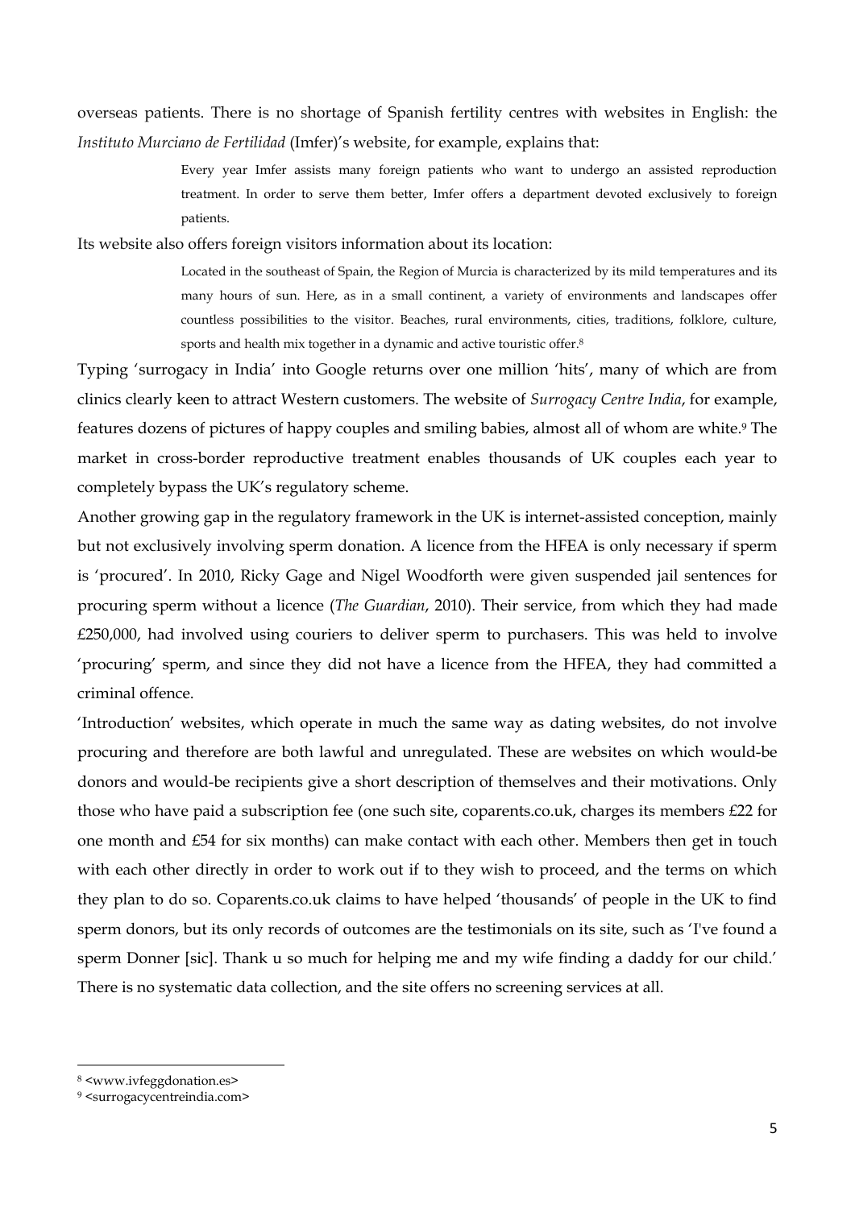overseas patients. There is no shortage of Spanish fertility centres with websites in English: the *Instituto Murciano de Fertilidad* (Imfer)'s website, for example, explains that:

> Every year Imfer assists many foreign patients who want to undergo an assisted reproduction treatment. In order to serve them better, Imfer offers a department devoted exclusively to foreign patients.

Its website also offers foreign visitors information about its location:

> Located in the southeast of Spain, the Region of Murcia is characterized by its mild temperatures and its many hours of sun. Here, as in a small continent, a variety of environments and landscapes offer countless possibilities to the visitor. Beaches, rural environments, cities, traditions, folklore, culture, sports and health mix together in a dynamic and active touristic offer.[8]

Typing 'surrogacy in India' into Google returns over one million 'hits', many of which are from clinics clearly keen to attract Western customers. The website of *Surrogacy Centre India*, for example, features dozens of pictures of happy couples and smiling babies, almost all of whom are white.[9] The market in cross-border reproductive treatment enables thousands of UK couples each year to completely bypass the UK's regulatory scheme.

Another growing gap in the regulatory framework in the UK is internet-assisted conception, mainly but not exclusively involving sperm donation. A licence from the HFEA is only necessary if sperm is 'procured'. In 2010, Ricky Gage and Nigel Woodforth were given suspended jail sentences for procuring sperm without a licence (*The Guardian*, 2010). Their service, from which they had made £250,000, had involved using couriers to deliver sperm to purchasers. This was held to involve 'procuring' sperm, and since they did not have a licence from the HFEA, they had committed a criminal offence.

'Introduction' websites, which operate in much the same way as dating websites, do not involve procuring and therefore are both lawful and unregulated. These are websites on which would-be donors and would-be recipients give a short description of themselves and their motivations. Only those who have paid a subscription fee (one such site, coparents.co.uk, charges its members £22 for one month and £54 for six months) can make contact with each other. Members then get in touch with each other directly in order to work out if to they wish to proceed, and the terms on which they plan to do so. Coparents.co.uk claims to have helped 'thousands' of people in the UK to find sperm donors, but its only records of outcomes are the testimonials on its site, such as 'I've found a sperm Donner [sic]. Thank u so much for helping me and my wife finding a daddy for our child.' There is no systematic data collection, and the site offers no screening services at all.

---

[8] <www.ivfeggdonation.es>

[9] <surrogacycentreindia.com>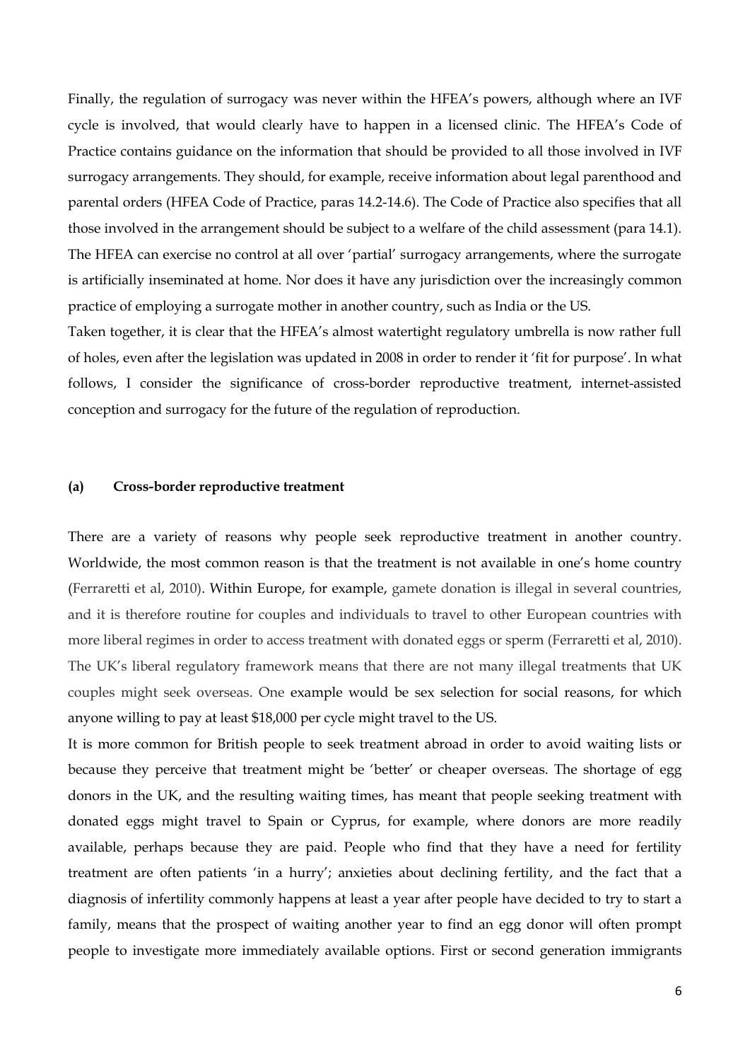Finally, the regulation of surrogacy was never within the HFEA's powers, although where an IVF cycle is involved, that would clearly have to happen in a licensed clinic. The HFEA's Code of Practice contains guidance on the information that should be provided to all those involved in IVF surrogacy arrangements. They should, for example, receive information about legal parenthood and parental orders (HFEA Code of Practice, paras 14.2-14.6). The Code of Practice also specifies that all those involved in the arrangement should be subject to a welfare of the child assessment (para 14.1). The HFEA can exercise no control at all over 'partial' surrogacy arrangements, where the surrogate is artificially inseminated at home. Nor does it have any jurisdiction over the increasingly common practice of employing a surrogate mother in another country, such as India or the US.

Taken together, it is clear that the HFEA's almost watertight regulatory umbrella is now rather full of holes, even after the legislation was updated in 2008 in order to render it 'fit for purpose'. In what follows, I consider the significance of cross-border reproductive treatment, internet-assisted conception and surrogacy for the future of the regulation of reproduction.

### (a) Cross-border reproductive treatment

There are a variety of reasons why people seek reproductive treatment in another country. Worldwide, the most common reason is that the treatment is not available in one's home country (Ferraretti et al, 2010). Within Europe, for example, gamete donation is illegal in several countries, and it is therefore routine for couples and individuals to travel to other European countries with more liberal regimes in order to access treatment with donated eggs or sperm (Ferraretti et al, 2010). The UK's liberal regulatory framework means that there are not many illegal treatments that UK couples might seek overseas. One example would be sex selection for social reasons, for which anyone willing to pay at least $18,000 per cycle might travel to the US.

It is more common for British people to seek treatment abroad in order to avoid waiting lists or because they perceive that treatment might be 'better' or cheaper overseas. The shortage of egg donors in the UK, and the resulting waiting times, has meant that people seeking treatment with donated eggs might travel to Spain or Cyprus, for example, where donors are more readily available, perhaps because they are paid. People who find that they have a need for fertility treatment are often patients 'in a hurry'; anxieties about declining fertility, and the fact that a diagnosis of infertility commonly happens at least a year after people have decided to try to start a family, means that the prospect of waiting another year to find an egg donor will often prompt people to investigate more immediately available options. First or second generation immigrants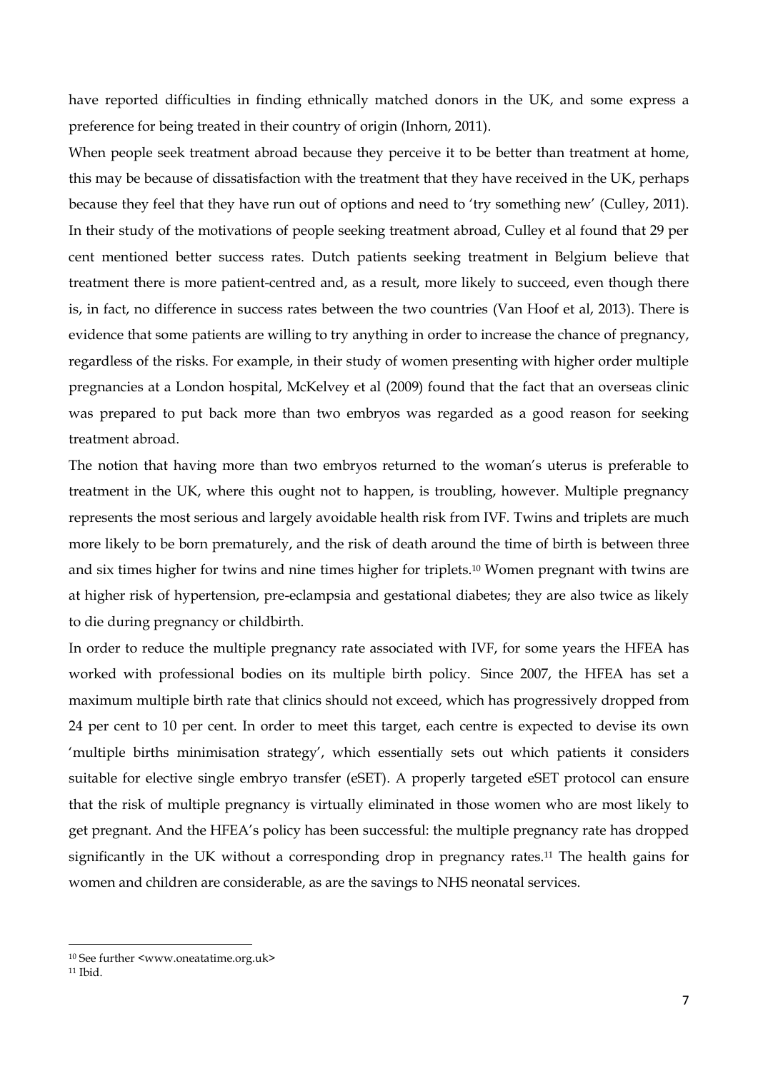have reported difficulties in finding ethnically matched donors in the UK, and some express a preference for being treated in their country of origin (Inhorn, 2011).

When people seek treatment abroad because they perceive it to be better than treatment at home, this may be because of dissatisfaction with the treatment that they have received in the UK, perhaps because they feel that they have run out of options and need to 'try something new' (Culley, 2011). In their study of the motivations of people seeking treatment abroad, Culley et al found that 29 per cent mentioned better success rates. Dutch patients seeking treatment in Belgium believe that treatment there is more patient-centred and, as a result, more likely to succeed, even though there is, in fact, no difference in success rates between the two countries (Van Hoof et al, 2013). There is evidence that some patients are willing to try anything in order to increase the chance of pregnancy, regardless of the risks. For example, in their study of women presenting with higher order multiple pregnancies at a London hospital, McKelvey et al (2009) found that the fact that an overseas clinic was prepared to put back more than two embryos was regarded as a good reason for seeking treatment abroad.

The notion that having more than two embryos returned to the woman's uterus is preferable to treatment in the UK, where this ought not to happen, is troubling, however. Multiple pregnancy represents the most serious and largely avoidable health risk from IVF. Twins and triplets are much more likely to be born prematurely, and the risk of death around the time of birth is between three and six times higher for twins and nine times higher for triplets.[10] Women pregnant with twins are at higher risk of hypertension, pre-eclampsia and gestational diabetes; they are also twice as likely to die during pregnancy or childbirth.

In order to reduce the multiple pregnancy rate associated with IVF, for some years the HFEA has worked with professional bodies on its multiple birth policy. Since 2007, the HFEA has set a maximum multiple birth rate that clinics should not exceed, which has progressively dropped from 24 per cent to 10 per cent. In order to meet this target, each centre is expected to devise its own 'multiple births minimisation strategy', which essentially sets out which patients it considers suitable for elective single embryo transfer (eSET). A properly targeted eSET protocol can ensure that the risk of multiple pregnancy is virtually eliminated in those women who are most likely to get pregnant. And the HFEA's policy has been successful: the multiple pregnancy rate has dropped significantly in the UK without a corresponding drop in pregnancy rates.[11] The health gains for women and children are considerable, as are the savings to NHS neonatal services.

---

[10] See further <www.oneatatime.org.uk>

[11] Ibid.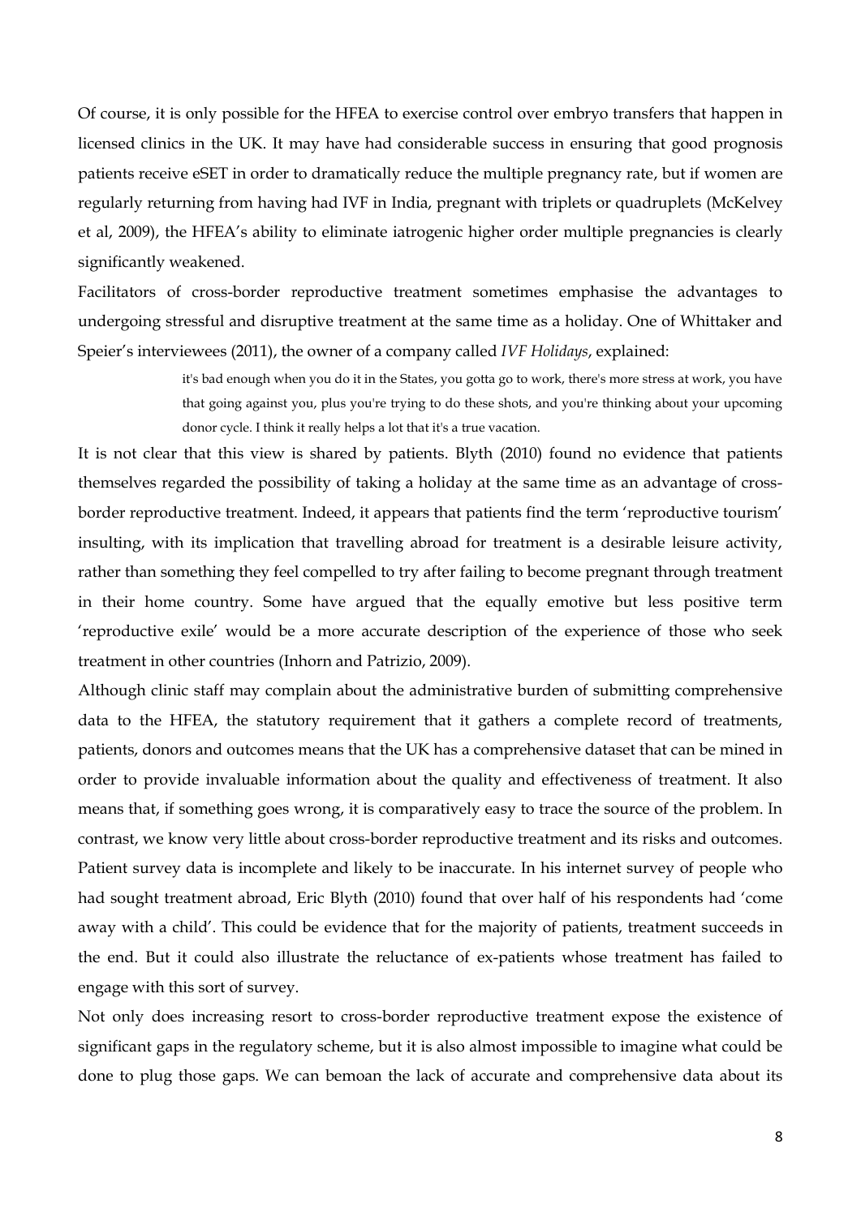Of course, it is only possible for the HFEA to exercise control over embryo transfers that happen in licensed clinics in the UK. It may have had considerable success in ensuring that good prognosis patients receive eSET in order to dramatically reduce the multiple pregnancy rate, but if women are regularly returning from having had IVF in India, pregnant with triplets or quadruplets (McKelvey et al, 2009), the HFEA's ability to eliminate iatrogenic higher order multiple pregnancies is clearly significantly weakened.

Facilitators of cross-border reproductive treatment sometimes emphasise the advantages to undergoing stressful and disruptive treatment at the same time as a holiday. One of Whittaker and Speier's interviewees (2011), the owner of a company called *IVF Holidays*, explained:

> it's bad enough when you do it in the States, you gotta go to work, there's more stress at work, you have that going against you, plus you're trying to do these shots, and you're thinking about your upcoming donor cycle. I think it really helps a lot that it's a true vacation.

It is not clear that this view is shared by patients. Blyth (2010) found no evidence that patients themselves regarded the possibility of taking a holiday at the same time as an advantage of cross-border reproductive treatment. Indeed, it appears that patients find the term 'reproductive tourism' insulting, with its implication that travelling abroad for treatment is a desirable leisure activity, rather than something they feel compelled to try after failing to become pregnant through treatment in their home country. Some have argued that the equally emotive but less positive term 'reproductive exile' would be a more accurate description of the experience of those who seek treatment in other countries (Inhorn and Patrizio, 2009).

Although clinic staff may complain about the administrative burden of submitting comprehensive data to the HFEA, the statutory requirement that it gathers a complete record of treatments, patients, donors and outcomes means that the UK has a comprehensive dataset that can be mined in order to provide invaluable information about the quality and effectiveness of treatment. It also means that, if something goes wrong, it is comparatively easy to trace the source of the problem. In contrast, we know very little about cross-border reproductive treatment and its risks and outcomes. Patient survey data is incomplete and likely to be inaccurate. In his internet survey of people who had sought treatment abroad, Eric Blyth (2010) found that over half of his respondents had 'come away with a child'. This could be evidence that for the majority of patients, treatment succeeds in the end. But it could also illustrate the reluctance of ex-patients whose treatment has failed to engage with this sort of survey.

Not only does increasing resort to cross-border reproductive treatment expose the existence of significant gaps in the regulatory scheme, but it is also almost impossible to imagine what could be done to plug those gaps. We can bemoan the lack of accurate and comprehensive data about its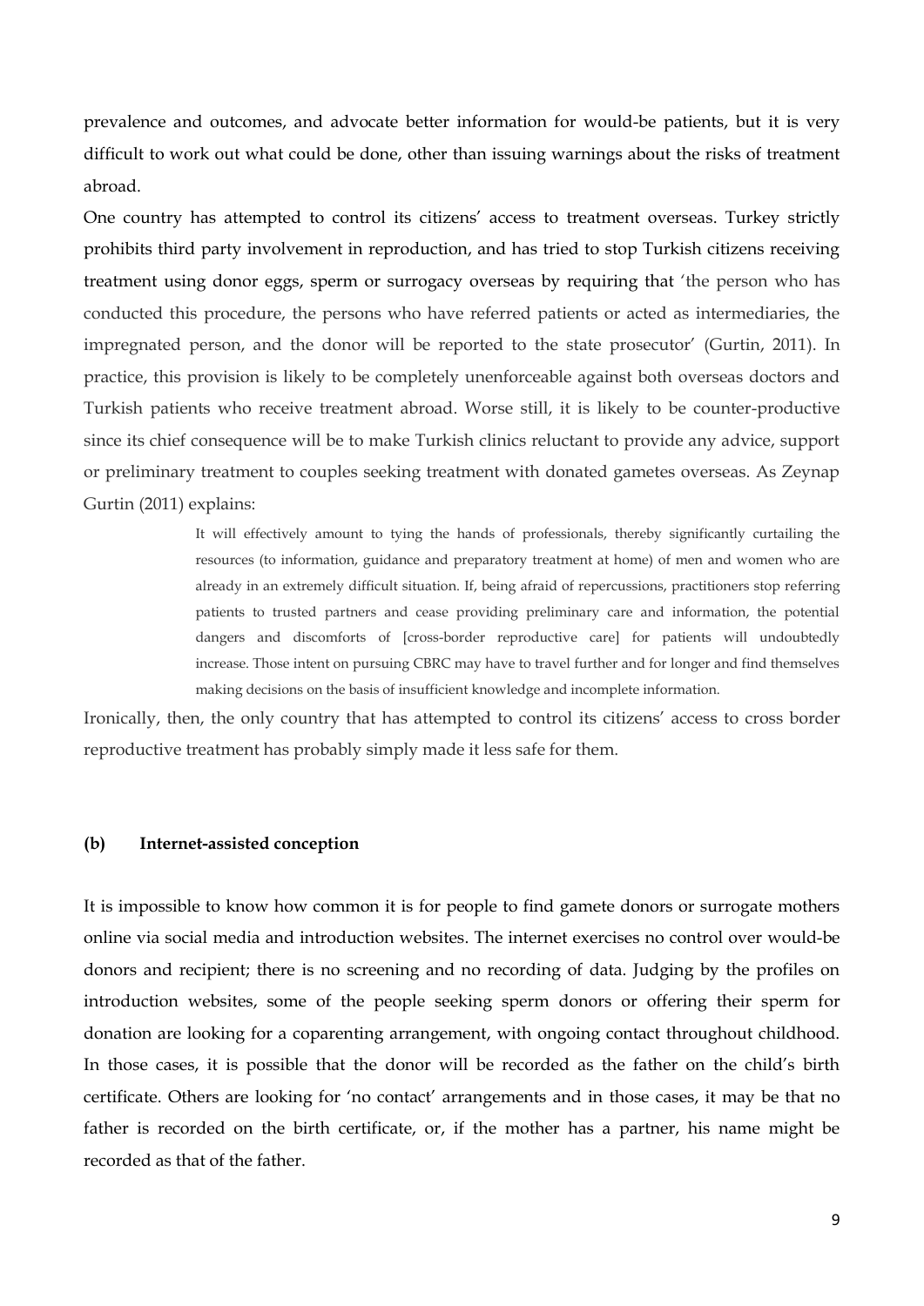prevalence and outcomes, and advocate better information for would-be patients, but it is very difficult to work out what could be done, other than issuing warnings about the risks of treatment abroad.

One country has attempted to control its citizens' access to treatment overseas. Turkey strictly prohibits third party involvement in reproduction, and has tried to stop Turkish citizens receiving treatment using donor eggs, sperm or surrogacy overseas by requiring that 'the person who has conducted this procedure, the persons who have referred patients or acted as intermediaries, the impregnated person, and the donor will be reported to the state prosecutor' (Gurtin, 2011). In practice, this provision is likely to be completely unenforceable against both overseas doctors and Turkish patients who receive treatment abroad. Worse still, it is likely to be counter-productive since its chief consequence will be to make Turkish clinics reluctant to provide any advice, support or preliminary treatment to couples seeking treatment with donated gametes overseas. As Zeynap Gurtin (2011) explains:

> It will effectively amount to tying the hands of professionals, thereby significantly curtailing the resources (to information, guidance and preparatory treatment at home) of men and women who are already in an extremely difficult situation. If, being afraid of repercussions, practitioners stop referring patients to trusted partners and cease providing preliminary care and information, the potential dangers and discomforts of [cross-border reproductive care] for patients will undoubtedly increase. Those intent on pursuing CBRC may have to travel further and for longer and find themselves making decisions on the basis of insufficient knowledge and incomplete information.

Ironically, then, the only country that has attempted to control its citizens' access to cross border reproductive treatment has probably simply made it less safe for them.

### (b) Internet-assisted conception

It is impossible to know how common it is for people to find gamete donors or surrogate mothers online via social media and introduction websites. The internet exercises no control over would-be donors and recipient; there is no screening and no recording of data. Judging by the profiles on introduction websites, some of the people seeking sperm donors or offering their sperm for donation are looking for a coparenting arrangement, with ongoing contact throughout childhood. In those cases, it is possible that the donor will be recorded as the father on the child's birth certificate. Others are looking for 'no contact' arrangements and in those cases, it may be that no father is recorded on the birth certificate, or, if the mother has a partner, his name might be recorded as that of the father.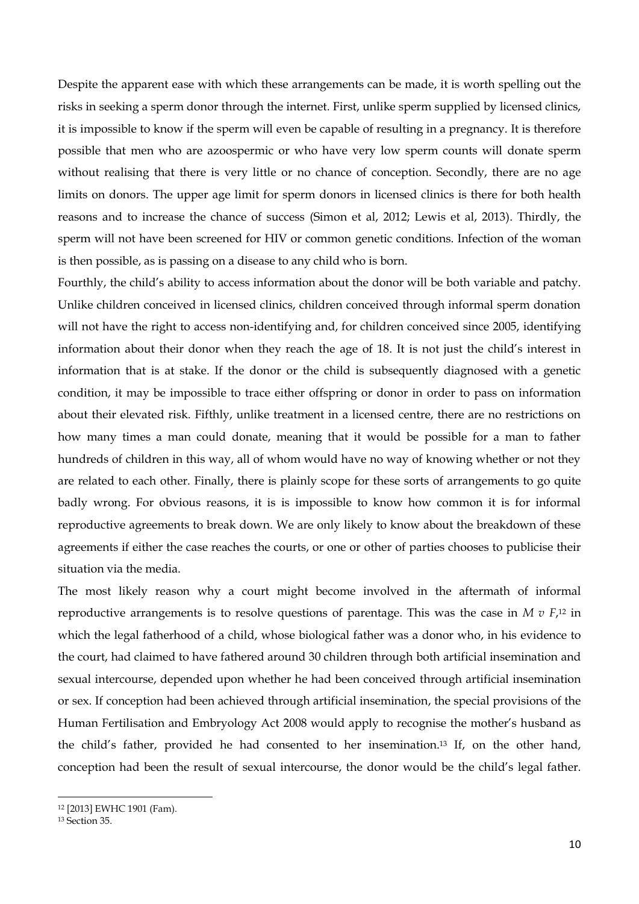Despite the apparent ease with which these arrangements can be made, it is worth spelling out the risks in seeking a sperm donor through the internet. First, unlike sperm supplied by licensed clinics, it is impossible to know if the sperm will even be capable of resulting in a pregnancy. It is therefore possible that men who are azoospermic or who have very low sperm counts will donate sperm without realising that there is very little or no chance of conception. Secondly, there are no age limits on donors. The upper age limit for sperm donors in licensed clinics is there for both health reasons and to increase the chance of success (Simon et al, 2012; Lewis et al, 2013). Thirdly, the sperm will not have been screened for HIV or common genetic conditions. Infection of the woman is then possible, as is passing on a disease to any child who is born.

Fourthly, the child's ability to access information about the donor will be both variable and patchy. Unlike children conceived in licensed clinics, children conceived through informal sperm donation will not have the right to access non-identifying and, for children conceived since 2005, identifying information about their donor when they reach the age of 18. It is not just the child's interest in information that is at stake. If the donor or the child is subsequently diagnosed with a genetic condition, it may be impossible to trace either offspring or donor in order to pass on information about their elevated risk. Fifthly, unlike treatment in a licensed centre, there are no restrictions on how many times a man could donate, meaning that it would be possible for a man to father hundreds of children in this way, all of whom would have no way of knowing whether or not they are related to each other. Finally, there is plainly scope for these sorts of arrangements to go quite badly wrong. For obvious reasons, it is is impossible to know how common it is for informal reproductive agreements to break down. We are only likely to know about the breakdown of these agreements if either the case reaches the courts, or one or other of parties chooses to publicise their situation via the media.

The most likely reason why a court might become involved in the aftermath of informal reproductive arrangements is to resolve questions of parentage. This was the case in *M v F*,[12] in which the legal fatherhood of a child, whose biological father was a donor who, in his evidence to the court, had claimed to have fathered around 30 children through both artificial insemination and sexual intercourse, depended upon whether he had been conceived through artificial insemination or sex. If conception had been achieved through artificial insemination, the special provisions of the Human Fertilisation and Embryology Act 2008 would apply to recognise the mother's husband as the child's father, provided he had consented to her insemination.[13] If, on the other hand, conception had been the result of sexual intercourse, the donor would be the child's legal father.

---

[12] [2013] EWHC 1901 (Fam).

[13] Section 35.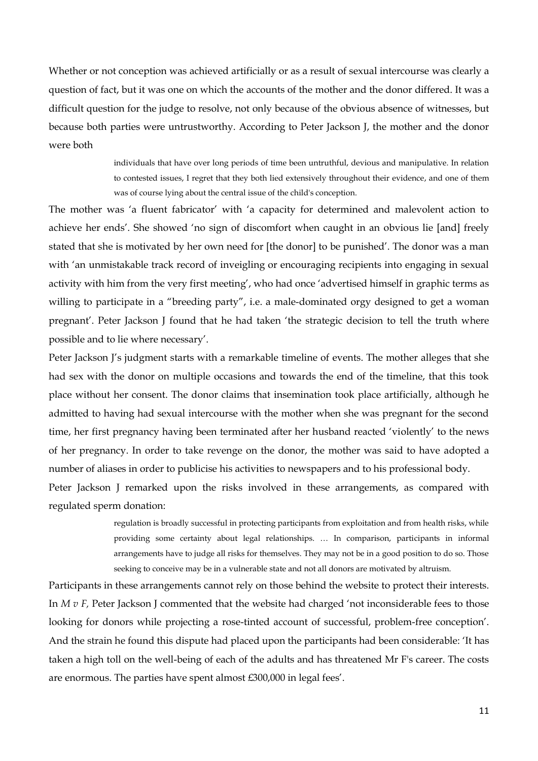Whether or not conception was achieved artificially or as a result of sexual intercourse was clearly a question of fact, but it was one on which the accounts of the mother and the donor differed. It was a difficult question for the judge to resolve, not only because of the obvious absence of witnesses, but because both parties were untrustworthy. According to Peter Jackson J, the mother and the donor were both

> individuals that have over long periods of time been untruthful, devious and manipulative. In relation to contested issues, I regret that they both lied extensively throughout their evidence, and one of them was of course lying about the central issue of the child's conception.

The mother was 'a fluent fabricator' with 'a capacity for determined and malevolent action to achieve her ends'. She showed 'no sign of discomfort when caught in an obvious lie [and] freely stated that she is motivated by her own need for [the donor] to be punished'. The donor was a man with 'an unmistakable track record of inveigling or encouraging recipients into engaging in sexual activity with him from the very first meeting', who had once 'advertised himself in graphic terms as willing to participate in a "breeding party", i.e. a male-dominated orgy designed to get a woman pregnant'. Peter Jackson J found that he had taken 'the strategic decision to tell the truth where possible and to lie where necessary'.

Peter Jackson J's judgment starts with a remarkable timeline of events. The mother alleges that she had sex with the donor on multiple occasions and towards the end of the timeline, that this took place without her consent. The donor claims that insemination took place artificially, although he admitted to having had sexual intercourse with the mother when she was pregnant for the second time, her first pregnancy having been terminated after her husband reacted 'violently' to the news of her pregnancy. In order to take revenge on the donor, the mother was said to have adopted a number of aliases in order to publicise his activities to newspapers and to his professional body.

Peter Jackson J remarked upon the risks involved in these arrangements, as compared with regulated sperm donation:

> regulation is broadly successful in protecting participants from exploitation and from health risks, while providing some certainty about legal relationships. … In comparison, participants in informal arrangements have to judge all risks for themselves. They may not be in a good position to do so. Those seeking to conceive may be in a vulnerable state and not all donors are motivated by altruism.

Participants in these arrangements cannot rely on those behind the website to protect their interests. In *M v F,* Peter Jackson J commented that the website had charged 'not inconsiderable fees to those looking for donors while projecting a rose-tinted account of successful, problem-free conception'. And the strain he found this dispute had placed upon the participants had been considerable: 'It has taken a high toll on the well-being of each of the adults and has threatened Mr F's career. The costs are enormous. The parties have spent almost £300,000 in legal fees'.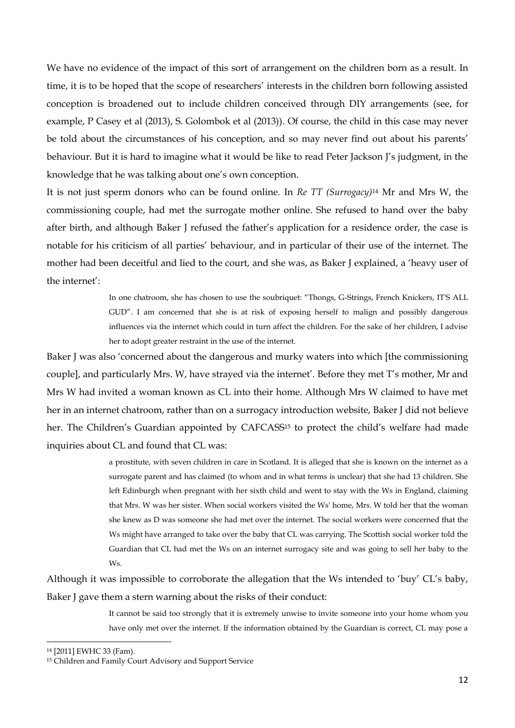We have no evidence of the impact of this sort of arrangement on the children born as a result. In time, it is to be hoped that the scope of researchers' interests in the children born following assisted conception is broadened out to include children conceived through DIY arrangements (see, for example, P Casey et al (2013), S. Golombok et al (2013)). Of course, the child in this case may never be told about the circumstances of his conception, and so may never find out about his parents' behaviour. But it is hard to imagine what it would be like to read Peter Jackson J's judgment, in the knowledge that he was talking about one's own conception.

It is not just sperm donors who can be found online. In *Re TT (Surrogacy)*[14] Mr and Mrs W, the commissioning couple, had met the surrogate mother online. She refused to hand over the baby after birth, and although Baker J refused the father's application for a residence order, the case is notable for his criticism of all parties' behaviour, and in particular of their use of the internet. The mother had been deceitful and lied to the court, and she was, as Baker J explained, a 'heavy user of the internet':

> In one chatroom, she has chosen to use the soubriquet: "Thongs, G-Strings, French Knickers, IT'S ALL GUD". I am concerned that she is at risk of exposing herself to malign and possibly dangerous influences via the internet which could in turn affect the children. For the sake of her children, I advise her to adopt greater restraint in the use of the internet.

Baker J was also 'concerned about the dangerous and murky waters into which [the commissioning couple], and particularly Mrs. W, have strayed via the internet'. Before they met T's mother, Mr and Mrs W had invited a woman known as CL into their home. Although Mrs W claimed to have met her in an internet chatroom, rather than on a surrogacy introduction website, Baker J did not believe her. The Children's Guardian appointed by CAFCASS[15] to protect the child's welfare had made inquiries about CL and found that CL was:

> a prostitute, with seven children in care in Scotland. It is alleged that she is known on the internet as a surrogate parent and has claimed (to whom and in what terms is unclear) that she had 13 children. She left Edinburgh when pregnant with her sixth child and went to stay with the Ws in England, claiming that Mrs. W was her sister. When social workers visited the Ws' home, Mrs. W told her that the woman she knew as D was someone she had met over the internet. The social workers were concerned that the Ws might have arranged to take over the baby that CL was carrying. The Scottish social worker told the Guardian that CL had met the Ws on an internet surrogacy site and was going to sell her baby to the Ws.

Although it was impossible to corroborate the allegation that the Ws intended to 'buy' CL's baby, Baker J gave them a stern warning about the risks of their conduct:

> It cannot be said too strongly that it is extremely unwise to invite someone into your home whom you have only met over the internet. If the information obtained by the Guardian is correct, CL may pose a

---

[14] [2011] EWHC 33 (Fam).

[15] Children and Family Court Advisory and Support Service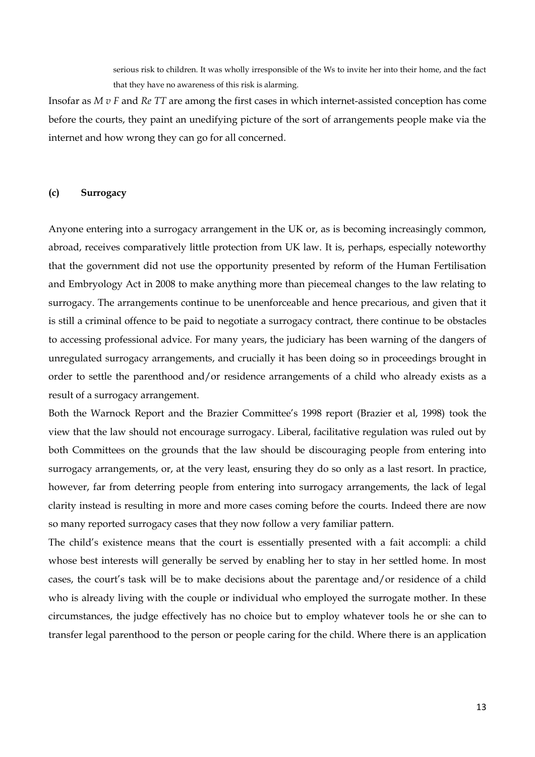> serious risk to children. It was wholly irresponsible of the Ws to invite her into their home, and the fact that they have no awareness of this risk is alarming.

Insofar as *M v F* and *Re TT* are among the first cases in which internet-assisted conception has come before the courts, they paint an unedifying picture of the sort of arrangements people make via the internet and how wrong they can go for all concerned.

### (c) Surrogacy

Anyone entering into a surrogacy arrangement in the UK or, as is becoming increasingly common, abroad, receives comparatively little protection from UK law. It is, perhaps, especially noteworthy that the government did not use the opportunity presented by reform of the Human Fertilisation and Embryology Act in 2008 to make anything more than piecemeal changes to the law relating to surrogacy. The arrangements continue to be unenforceable and hence precarious, and given that it is still a criminal offence to be paid to negotiate a surrogacy contract, there continue to be obstacles to accessing professional advice. For many years, the judiciary has been warning of the dangers of unregulated surrogacy arrangements, and crucially it has been doing so in proceedings brought in order to settle the parenthood and/or residence arrangements of a child who already exists as a result of a surrogacy arrangement.

Both the Warnock Report and the Brazier Committee's 1998 report (Brazier et al, 1998) took the view that the law should not encourage surrogacy. Liberal, facilitative regulation was ruled out by both Committees on the grounds that the law should be discouraging people from entering into surrogacy arrangements, or, at the very least, ensuring they do so only as a last resort. In practice, however, far from deterring people from entering into surrogacy arrangements, the lack of legal clarity instead is resulting in more and more cases coming before the courts. Indeed there are now so many reported surrogacy cases that they now follow a very familiar pattern.

The child's existence means that the court is essentially presented with a fait accompli: a child whose best interests will generally be served by enabling her to stay in her settled home. In most cases, the court's task will be to make decisions about the parentage and/or residence of a child who is already living with the couple or individual who employed the surrogate mother. In these circumstances, the judge effectively has no choice but to employ whatever tools he or she can to transfer legal parenthood to the person or people caring for the child. Where there is an application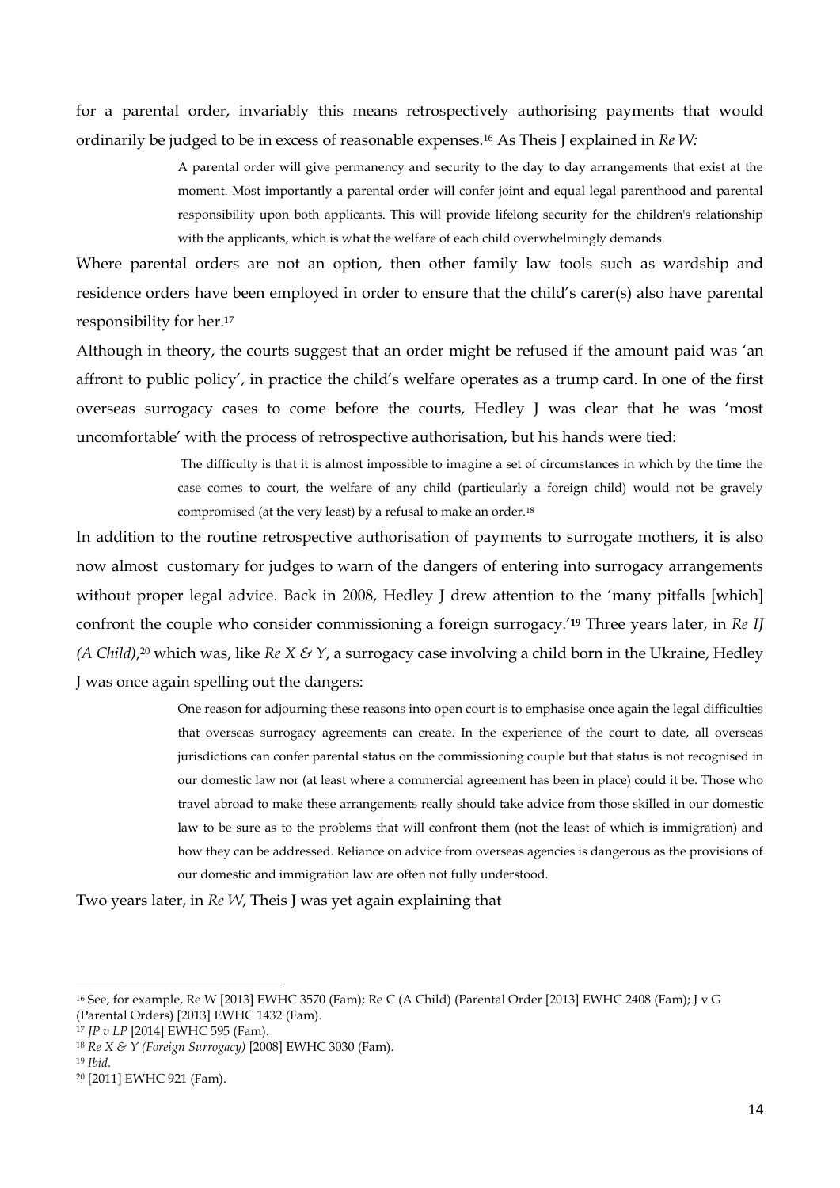for a parental order, invariably this means retrospectively authorising payments that would ordinarily be judged to be in excess of reasonable expenses.[16] As Theis J explained in *Re W:*

> A parental order will give permanency and security to the day to day arrangements that exist at the moment. Most importantly a parental order will confer joint and equal legal parenthood and parental responsibility upon both applicants. This will provide lifelong security for the children's relationship with the applicants, which is what the welfare of each child overwhelmingly demands.

Where parental orders are not an option, then other family law tools such as wardship and residence orders have been employed in order to ensure that the child's carer(s) also have parental responsibility for her.[17]

Although in theory, the courts suggest that an order might be refused if the amount paid was 'an affront to public policy', in practice the child's welfare operates as a trump card. In one of the first overseas surrogacy cases to come before the courts, Hedley J was clear that he was 'most uncomfortable' with the process of retrospective authorisation, but his hands were tied:

> The difficulty is that it is almost impossible to imagine a set of circumstances in which by the time the case comes to court, the welfare of any child (particularly a foreign child) would not be gravely compromised (at the very least) by a refusal to make an order.[18]

In addition to the routine retrospective authorisation of payments to surrogate mothers, it is also now almost customary for judges to warn of the dangers of entering into surrogacy arrangements without proper legal advice. Back in 2008, Hedley J drew attention to the 'many pitfalls [which] confront the couple who consider commissioning a foreign surrogacy.'[19] Three years later, in *Re IJ (A Child)*,[20] which was, like *Re X & Y*, a surrogacy case involving a child born in the Ukraine, Hedley J was once again spelling out the dangers:

> One reason for adjourning these reasons into open court is to emphasise once again the legal difficulties that overseas surrogacy agreements can create. In the experience of the court to date, all overseas jurisdictions can confer parental status on the commissioning couple but that status is not recognised in our domestic law nor (at least where a commercial agreement has been in place) could it be. Those who travel abroad to make these arrangements really should take advice from those skilled in our domestic law to be sure as to the problems that will confront them (not the least of which is immigration) and how they can be addressed. Reliance on advice from overseas agencies is dangerous as the provisions of our domestic and immigration law are often not fully understood.

Two years later, in *Re W*, Theis J was yet again explaining that

---

[16] See, for example, Re W [2013] EWHC 3570 (Fam); Re C (A Child) (Parental Order [2013] EWHC 2408 (Fam); J v G (Parental Orders) [2013] EWHC 1432 (Fam).

[17] *JP v LP* [2014] EWHC 595 (Fam).

[18] *Re X & Y (Foreign Surrogacy)* [2008] EWHC 3030 (Fam).

[19] *Ibid.*

[20] [2011] EWHC 921 (Fam).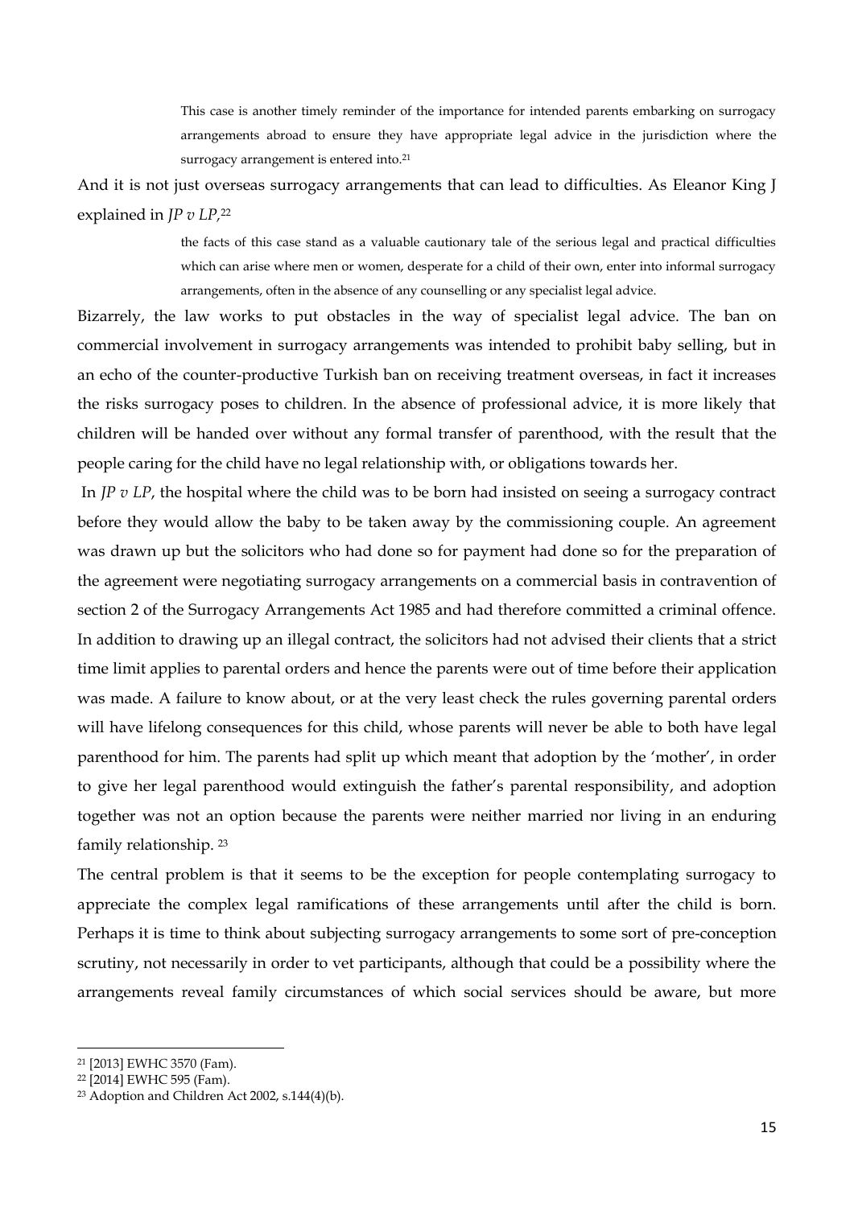> This case is another timely reminder of the importance for intended parents embarking on surrogacy arrangements abroad to ensure they have appropriate legal advice in the jurisdiction where the surrogacy arrangement is entered into.[21]

And it is not just overseas surrogacy arrangements that can lead to difficulties. As Eleanor King J explained in *JP v LP*,[22]

> the facts of this case stand as a valuable cautionary tale of the serious legal and practical difficulties which can arise where men or women, desperate for a child of their own, enter into informal surrogacy arrangements, often in the absence of any counselling or any specialist legal advice.

Bizarrely, the law works to put obstacles in the way of specialist legal advice. The ban on commercial involvement in surrogacy arrangements was intended to prohibit baby selling, but in an echo of the counter-productive Turkish ban on receiving treatment overseas, in fact it increases the risks surrogacy poses to children. In the absence of professional advice, it is more likely that children will be handed over without any formal transfer of parenthood, with the result that the people caring for the child have no legal relationship with, or obligations towards her.

In *JP v LP*, the hospital where the child was to be born had insisted on seeing a surrogacy contract before they would allow the baby to be taken away by the commissioning couple. An agreement was drawn up but the solicitors who had done so for payment had done so for the preparation of the agreement were negotiating surrogacy arrangements on a commercial basis in contravention of section 2 of the Surrogacy Arrangements Act 1985 and had therefore committed a criminal offence. In addition to drawing up an illegal contract, the solicitors had not advised their clients that a strict time limit applies to parental orders and hence the parents were out of time before their application was made. A failure to know about, or at the very least check the rules governing parental orders will have lifelong consequences for this child, whose parents will never be able to both have legal parenthood for him. The parents had split up which meant that adoption by the 'mother', in order to give her legal parenthood would extinguish the father's parental responsibility, and adoption together was not an option because the parents were neither married nor living in an enduring family relationship. [23]

The central problem is that it seems to be the exception for people contemplating surrogacy to appreciate the complex legal ramifications of these arrangements until after the child is born. Perhaps it is time to think about subjecting surrogacy arrangements to some sort of pre-conception scrutiny, not necessarily in order to vet participants, although that could be a possibility where the arrangements reveal family circumstances of which social services should be aware, but more

---

[21] [2013] EWHC 3570 (Fam).

[22] [2014] EWHC 595 (Fam).

[23] Adoption and Children Act 2002, s.144(4)(b).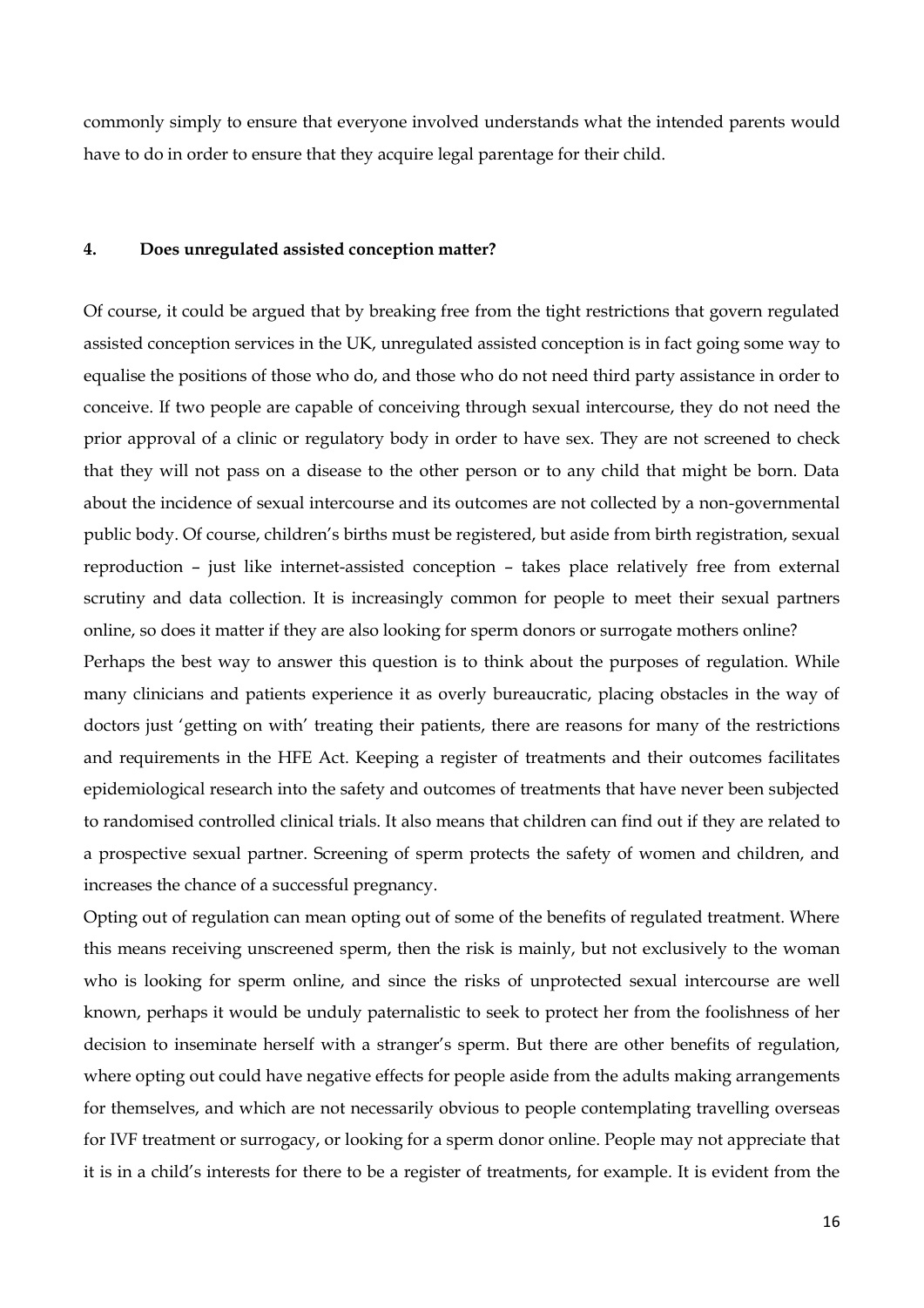commonly simply to ensure that everyone involved understands what the intended parents would have to do in order to ensure that they acquire legal parentage for their child.

### 4. Does unregulated assisted conception matter?

Of course, it could be argued that by breaking free from the tight restrictions that govern regulated assisted conception services in the UK, unregulated assisted conception is in fact going some way to equalise the positions of those who do, and those who do not need third party assistance in order to conceive. If two people are capable of conceiving through sexual intercourse, they do not need the prior approval of a clinic or regulatory body in order to have sex. They are not screened to check that they will not pass on a disease to the other person or to any child that might be born. Data about the incidence of sexual intercourse and its outcomes are not collected by a non-governmental public body. Of course, children's births must be registered, but aside from birth registration, sexual reproduction – just like internet-assisted conception – takes place relatively free from external scrutiny and data collection. It is increasingly common for people to meet their sexual partners online, so does it matter if they are also looking for sperm donors or surrogate mothers online?

Perhaps the best way to answer this question is to think about the purposes of regulation. While many clinicians and patients experience it as overly bureaucratic, placing obstacles in the way of doctors just 'getting on with' treating their patients, there are reasons for many of the restrictions and requirements in the HFE Act. Keeping a register of treatments and their outcomes facilitates epidemiological research into the safety and outcomes of treatments that have never been subjected to randomised controlled clinical trials. It also means that children can find out if they are related to a prospective sexual partner. Screening of sperm protects the safety of women and children, and increases the chance of a successful pregnancy.

Opting out of regulation can mean opting out of some of the benefits of regulated treatment. Where this means receiving unscreened sperm, then the risk is mainly, but not exclusively to the woman who is looking for sperm online, and since the risks of unprotected sexual intercourse are well known, perhaps it would be unduly paternalistic to seek to protect her from the foolishness of her decision to inseminate herself with a stranger's sperm. But there are other benefits of regulation, where opting out could have negative effects for people aside from the adults making arrangements for themselves, and which are not necessarily obvious to people contemplating travelling overseas for IVF treatment or surrogacy, or looking for a sperm donor online. People may not appreciate that it is in a child's interests for there to be a register of treatments, for example. It is evident from the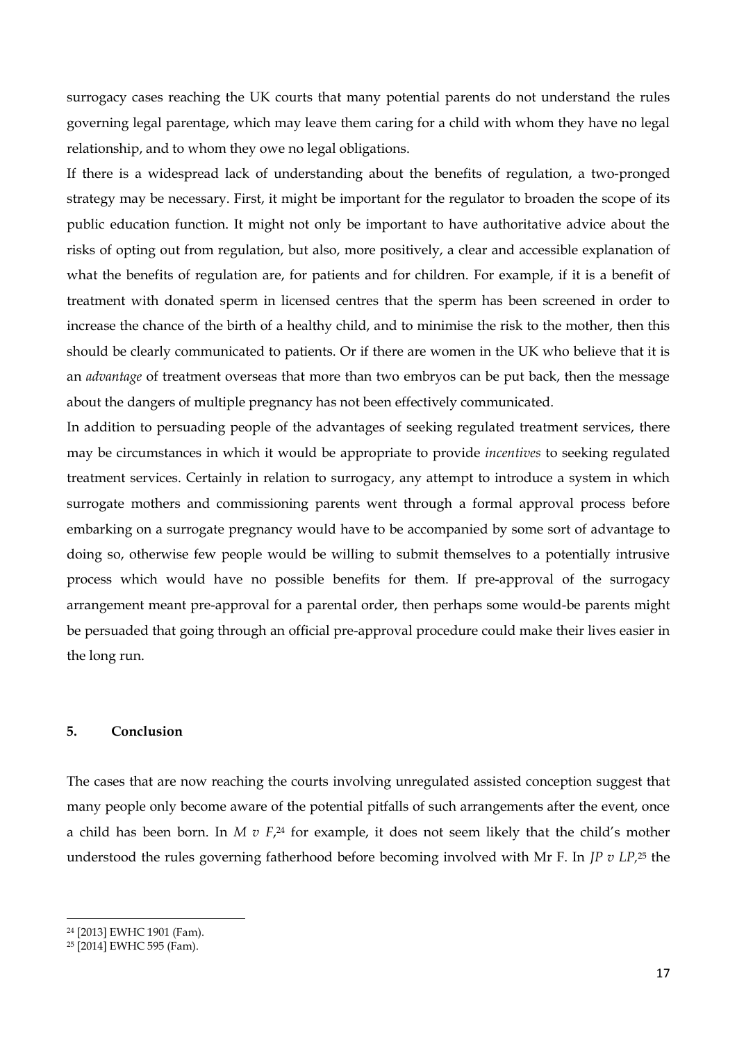surrogacy cases reaching the UK courts that many potential parents do not understand the rules governing legal parentage, which may leave them caring for a child with whom they have no legal relationship, and to whom they owe no legal obligations.

If there is a widespread lack of understanding about the benefits of regulation, a two-pronged strategy may be necessary. First, it might be important for the regulator to broaden the scope of its public education function. It might not only be important to have authoritative advice about the risks of opting out from regulation, but also, more positively, a clear and accessible explanation of what the benefits of regulation are, for patients and for children. For example, if it is a benefit of treatment with donated sperm in licensed centres that the sperm has been screened in order to increase the chance of the birth of a healthy child, and to minimise the risk to the mother, then this should be clearly communicated to patients. Or if there are women in the UK who believe that it is an *advantage* of treatment overseas that more than two embryos can be put back, then the message about the dangers of multiple pregnancy has not been effectively communicated.

In addition to persuading people of the advantages of seeking regulated treatment services, there may be circumstances in which it would be appropriate to provide *incentives* to seeking regulated treatment services. Certainly in relation to surrogacy, any attempt to introduce a system in which surrogate mothers and commissioning parents went through a formal approval process before embarking on a surrogate pregnancy would have to be accompanied by some sort of advantage to doing so, otherwise few people would be willing to submit themselves to a potentially intrusive process which would have no possible benefits for them. If pre-approval of the surrogacy arrangement meant pre-approval for a parental order, then perhaps some would-be parents might be persuaded that going through an official pre-approval procedure could make their lives easier in the long run.

## 5. Conclusion

The cases that are now reaching the courts involving unregulated assisted conception suggest that many people only become aware of the potential pitfalls of such arrangements after the event, once a child has been born. In *M v F*,[24] for example, it does not seem likely that the child's mother understood the rules governing fatherhood before becoming involved with Mr F. In *JP v LP*,[25] the

[24] [2013] EWHC 1901 (Fam).

[25] [2014] EWHC 595 (Fam).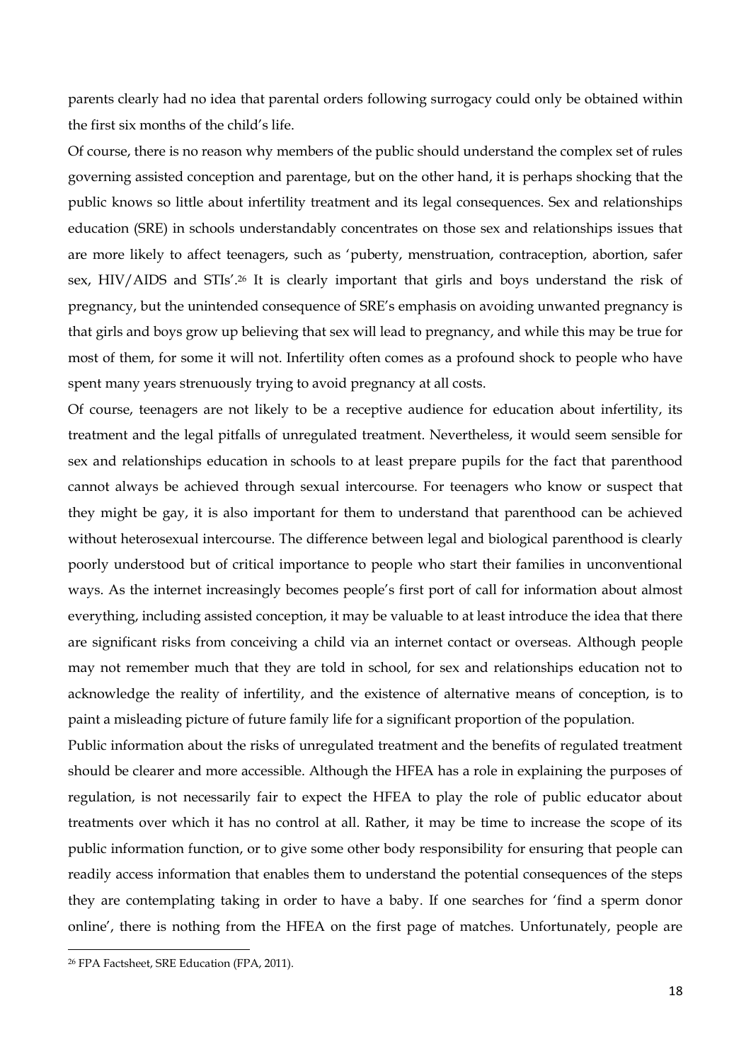parents clearly had no idea that parental orders following surrogacy could only be obtained within the first six months of the child's life.

Of course, there is no reason why members of the public should understand the complex set of rules governing assisted conception and parentage, but on the other hand, it is perhaps shocking that the public knows so little about infertility treatment and its legal consequences. Sex and relationships education (SRE) in schools understandably concentrates on those sex and relationships issues that are more likely to affect teenagers, such as 'puberty, menstruation, contraception, abortion, safer sex, HIV/AIDS and STIs'.[26] It is clearly important that girls and boys understand the risk of pregnancy, but the unintended consequence of SRE's emphasis on avoiding unwanted pregnancy is that girls and boys grow up believing that sex will lead to pregnancy, and while this may be true for most of them, for some it will not. Infertility often comes as a profound shock to people who have spent many years strenuously trying to avoid pregnancy at all costs.

Of course, teenagers are not likely to be a receptive audience for education about infertility, its treatment and the legal pitfalls of unregulated treatment. Nevertheless, it would seem sensible for sex and relationships education in schools to at least prepare pupils for the fact that parenthood cannot always be achieved through sexual intercourse. For teenagers who know or suspect that they might be gay, it is also important for them to understand that parenthood can be achieved without heterosexual intercourse. The difference between legal and biological parenthood is clearly poorly understood but of critical importance to people who start their families in unconventional ways. As the internet increasingly becomes people's first port of call for information about almost everything, including assisted conception, it may be valuable to at least introduce the idea that there are significant risks from conceiving a child via an internet contact or overseas. Although people may not remember much that they are told in school, for sex and relationships education not to acknowledge the reality of infertility, and the existence of alternative means of conception, is to paint a misleading picture of future family life for a significant proportion of the population.

Public information about the risks of unregulated treatment and the benefits of regulated treatment should be clearer and more accessible. Although the HFEA has a role in explaining the purposes of regulation, is not necessarily fair to expect the HFEA to play the role of public educator about treatments over which it has no control at all. Rather, it may be time to increase the scope of its public information function, or to give some other body responsibility for ensuring that people can readily access information that enables them to understand the potential consequences of the steps they are contemplating taking in order to have a baby. If one searches for 'find a sperm donor online', there is nothing from the HFEA on the first page of matches. Unfortunately, people are

[26] FPA Factsheet, SRE Education (FPA, 2011).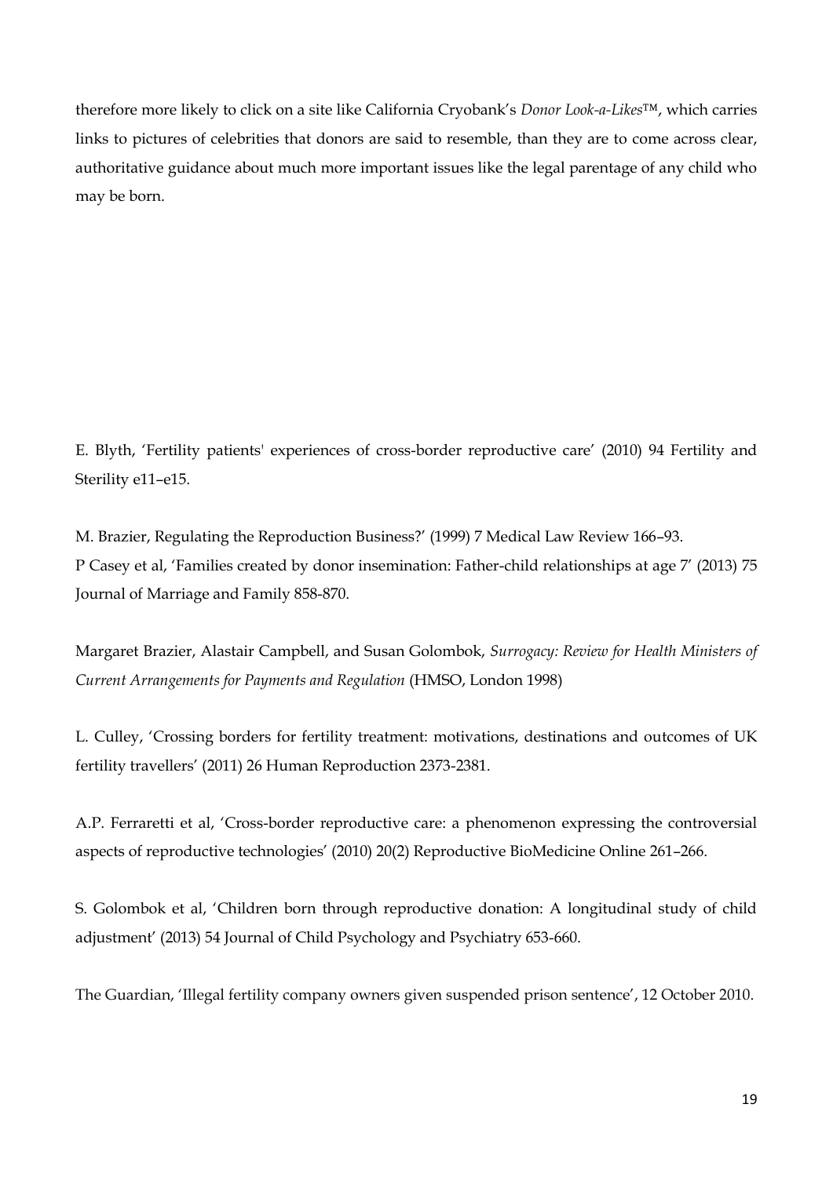therefore more likely to click on a site like California Cryobank's *Donor Look-a-Likes*™, which carries links to pictures of celebrities that donors are said to resemble, than they are to come across clear, authoritative guidance about much more important issues like the legal parentage of any child who may be born.

E. Blyth, 'Fertility patients' experiences of cross-border reproductive care' (2010) 94 Fertility and Sterility e11–e15.

M. Brazier, Regulating the Reproduction Business?' (1999) 7 Medical Law Review 166–93.
P Casey et al, 'Families created by donor insemination: Father-child relationships at age 7' (2013) 75 Journal of Marriage and Family 858-870.

Margaret Brazier, Alastair Campbell, and Susan Golombok, *Surrogacy: Review for Health Ministers of Current Arrangements for Payments and Regulation* (HMSO, London 1998)

L. Culley, 'Crossing borders for fertility treatment: motivations, destinations and outcomes of UK fertility travellers' (2011) 26 Human Reproduction 2373-2381.

A.P. Ferraretti et al, 'Cross-border reproductive care: a phenomenon expressing the controversial aspects of reproductive technologies' (2010) 20(2) Reproductive BioMedicine Online 261–266.

S. Golombok et al, 'Children born through reproductive donation: A longitudinal study of child adjustment' (2013) 54 Journal of Child Psychology and Psychiatry 653-660.

The Guardian, 'Illegal fertility company owners given suspended prison sentence', 12 October 2010.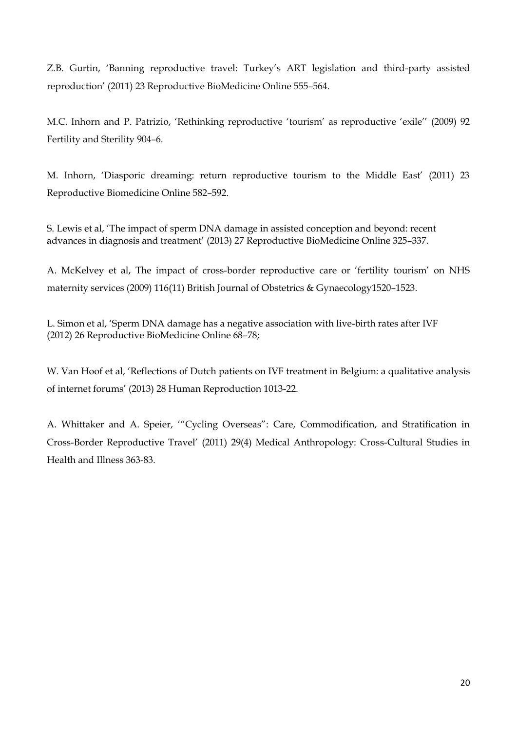Z.B. Gurtin, 'Banning reproductive travel: Turkey's ART legislation and third-party assisted reproduction' (2011) 23 Reproductive BioMedicine Online 555–564.

M.C. Inhorn and P. Patrizio, 'Rethinking reproductive 'tourism' as reproductive 'exile'' (2009) 92 Fertility and Sterility 904–6.

M. Inhorn, 'Diasporic dreaming: return reproductive tourism to the Middle East' (2011) 23 Reproductive Biomedicine Online 582–592.

S. Lewis et al, 'The impact of sperm DNA damage in assisted conception and beyond: recent advances in diagnosis and treatment' (2013) 27 Reproductive BioMedicine Online 325–337.

A. McKelvey et al, The impact of cross-border reproductive care or 'fertility tourism' on NHS maternity services (2009) 116(11) British Journal of Obstetrics & Gynaecology1520–1523.

L. Simon et al, 'Sperm DNA damage has a negative association with live-birth rates after IVF (2012) 26 Reproductive BioMedicine Online 68–78;

W. Van Hoof et al, 'Reflections of Dutch patients on IVF treatment in Belgium: a qualitative analysis of internet forums' (2013) 28 Human Reproduction 1013-22.

A. Whittaker and A. Speier, '"Cycling Overseas": Care, Commodification, and Stratification in Cross-Border Reproductive Travel' (2011) 29(4) Medical Anthropology: Cross-Cultural Studies in Health and Illness 363-83.